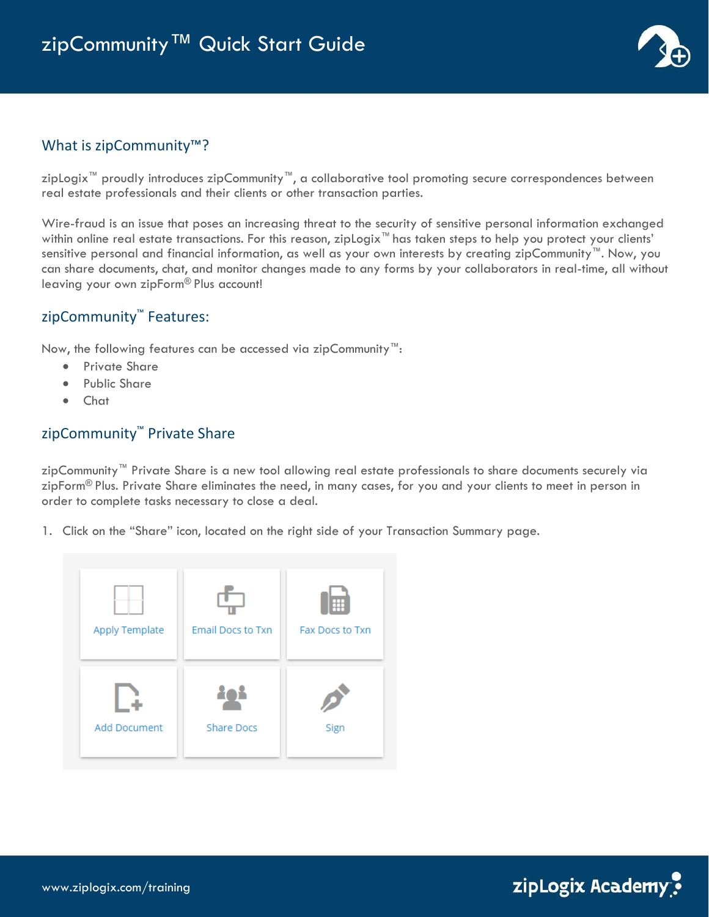# zipCommunity™ Quick Start Guide

## What is zipCommunity™?

zipLogix™ proudly introduces zipCommunity™, a collaborative tool promoting secure correspondences between real estate professionals and their clients or other transaction parties.

Wire-fraud is an issue that poses an increasing threat to the security of sensitive personal information exchanged within online real estate transactions. For this reason, zipLogix™ has taken steps to help you protect your clients' sensitive personal and financial information, as well as your own interests by creating zipCommunity™. Now, you can share documents, chat, and monitor changes made to any forms by your collaborators in real-time, all without leaving your own zipForm® Plus account!

## zipCommunity™ Features:

Now, the following features can be accessed via zipCommunity™:

- Private Share
- Public Share
- Chat

## zipCommunity™ Private Share

zipCommunity™ Private Share is a new tool allowing real estate professionals to share documents securely via zipForm® Plus. Private Share eliminates the need, in many cases, for you and your clients to meet in person in order to complete tasks necessary to close a deal.

1. Click on the "Share" icon, located on the right side of your Transaction Summary page.

| Apply Template | Email Docs to Txn | Fax Docs to Txn |
|---|---|---|
| Add Document | Share Docs | Sign |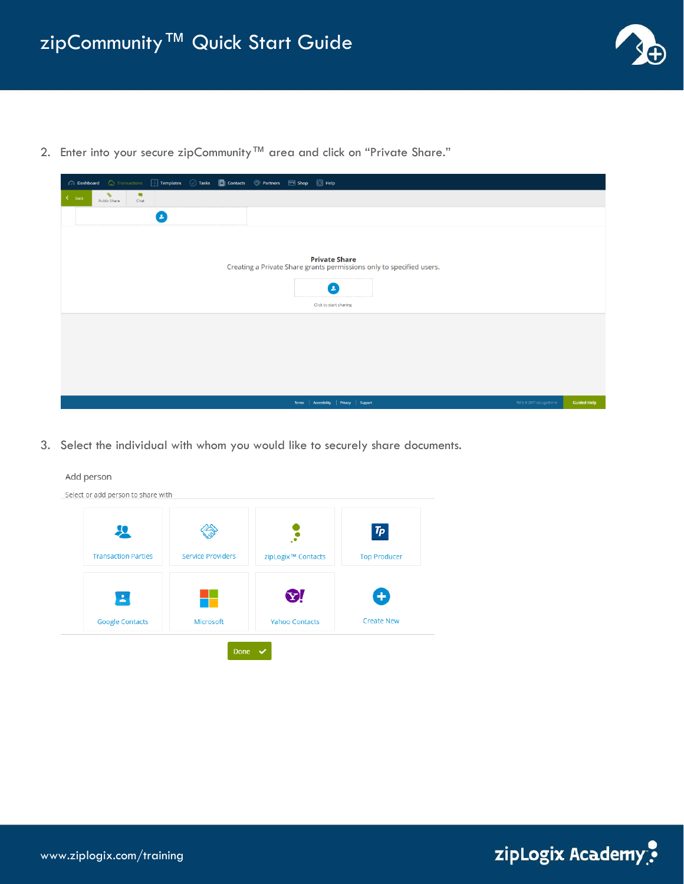2. Enter into your secure zipCommunity™ area and click on "Private Share."

3. Select the individual with whom you would like to securely share documents.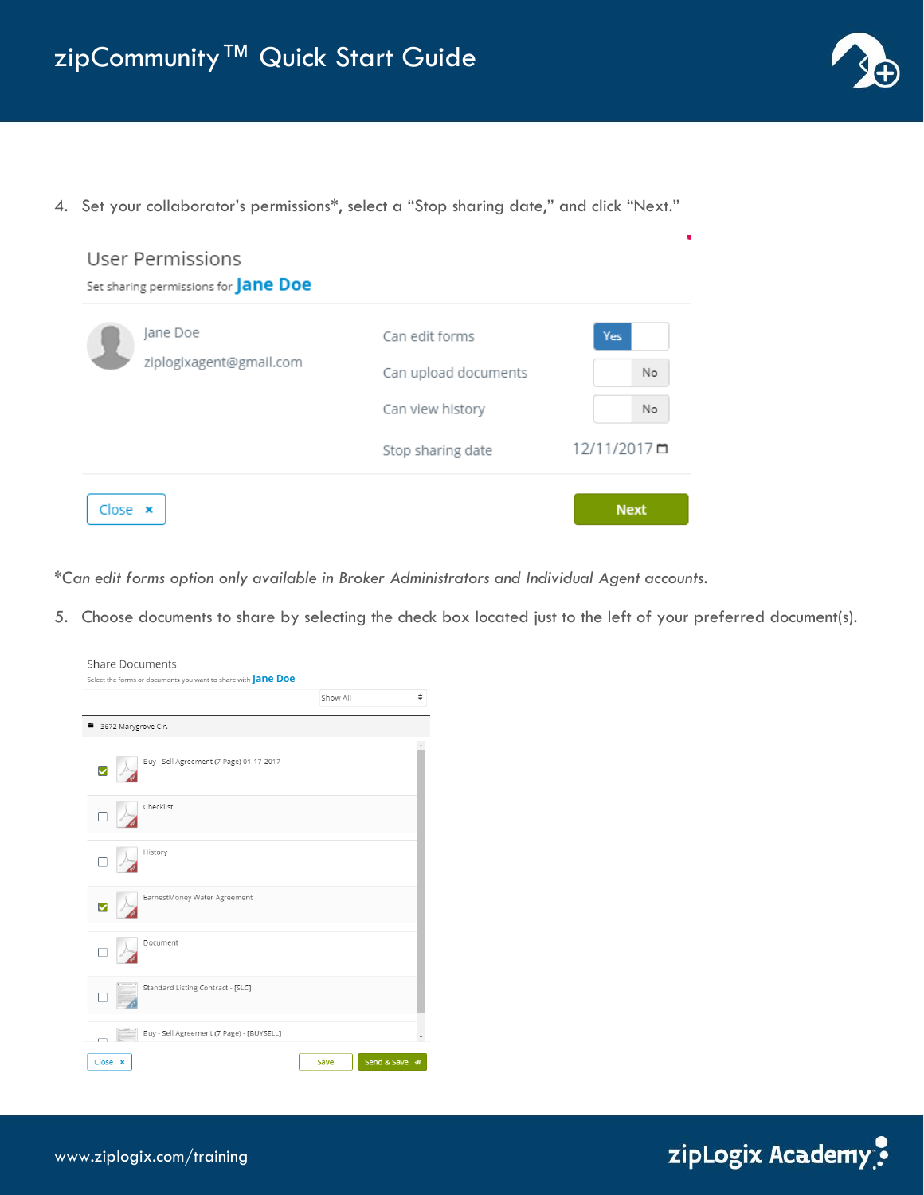4. Set your collaborator's permissions*, select a "Stop sharing date," and click "Next."

User Permissions

Set sharing permissions for **Jane Doe**

Jane Doe
ziplogixagent@gmail.com

| | |
|---|---|
| Can edit forms | Yes |
| Can upload documents | No |
| Can view history | No |
| Stop sharing date | 12/11/2017 |

Close × | Next

*Can edit forms option only available in Broker Administrators and Individual Agent accounts.*

5. Choose documents to share by selecting the check box located just to the left of your preferred document(s).

Share Documents

Select the forms or documents you want to share with **Jane Doe**

Show All

- 3672 Marygrove Cir.

- [x] Buy - Sell Agreement (7 Page) 01-17-2017
- [ ] Checklist
- [ ] History
- [x] EarnestMoney Water Agreement
- [ ] Document
- [ ] Standard Listing Contract - [SLC]
- [ ] Buy - Sell Agreement (7 Page) - [BUYSELL]

Close × | Save | Send & Save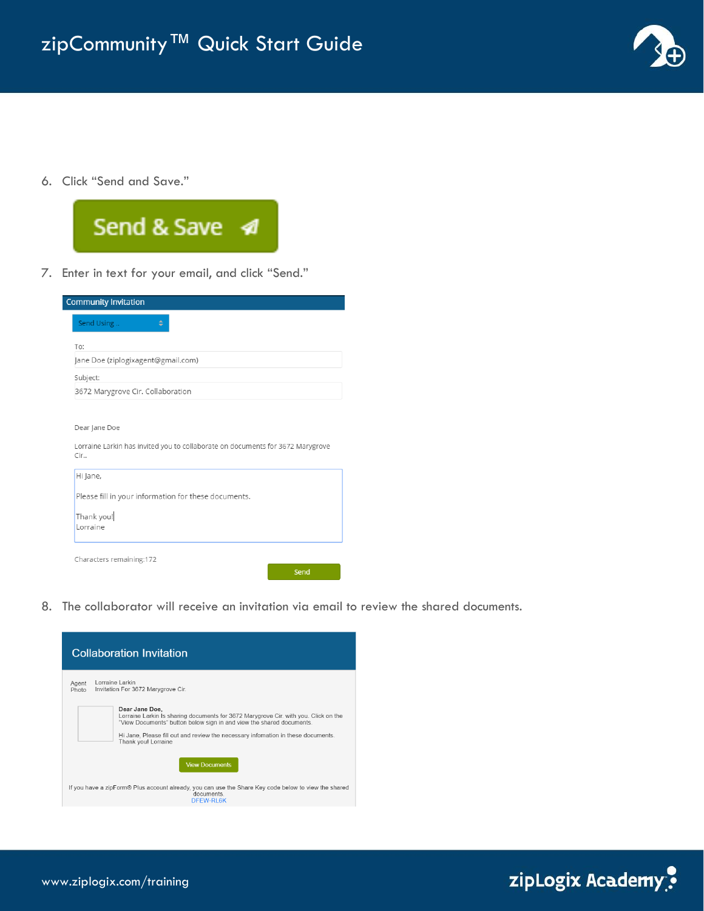6. Click “Send and Save.”

Send & Save

7. Enter in text for your email, and click “Send.”

Community Invitation

Send Using ..

To:

Jane Doe (ziplogixagent@gmail.com)

Subject:

3672 Marygrove Cir. Collaboration

Dear Jane Doe

Lorraine Larkin has invited you to collaborate on documents for 3672 Marygrove Cir..

Hi Jane,

Please fill in your information for these documents.

Thank you!
Lorraine

Characters remaining:172

Send

8. The collaborator will receive an invitation via email to review the shared documents.

Collaboration Invitation

Agent Photo

Lorraine Larkin
Invitation For 3672 Marygrove Cir.

**Dear Jane Doe,**
Lorraine Larkin is sharing documents for 3672 Marygrove Cir. with you. Click on the "View Documents" button below sign in and view the shared documents.

Hi Jane, Please fill out and review the necessary infomation in these documents.
Thank you! Lorraine

View Documents

If you have a zipForm® Plus account already, you can use the Share Key code below to view the shared documents.
DFEW-RL6K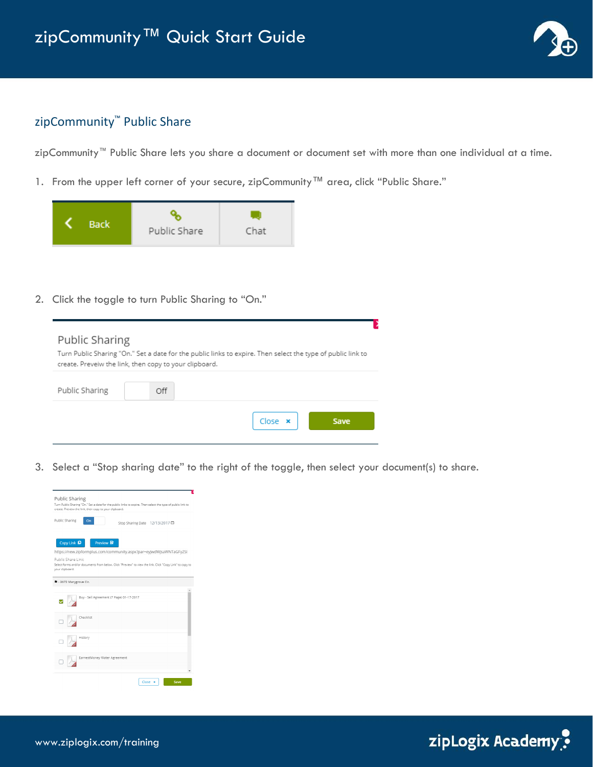## zipCommunity™ Public Share

zipCommunity™ Public Share lets you share a document or document set with more than one individual at a time.

1. From the upper left corner of your secure, zipCommunity™ area, click "Public Share."

2. Click the toggle to turn Public Sharing to "On."

3. Select a "Stop sharing date" to the right of the toggle, then select your document(s) to share.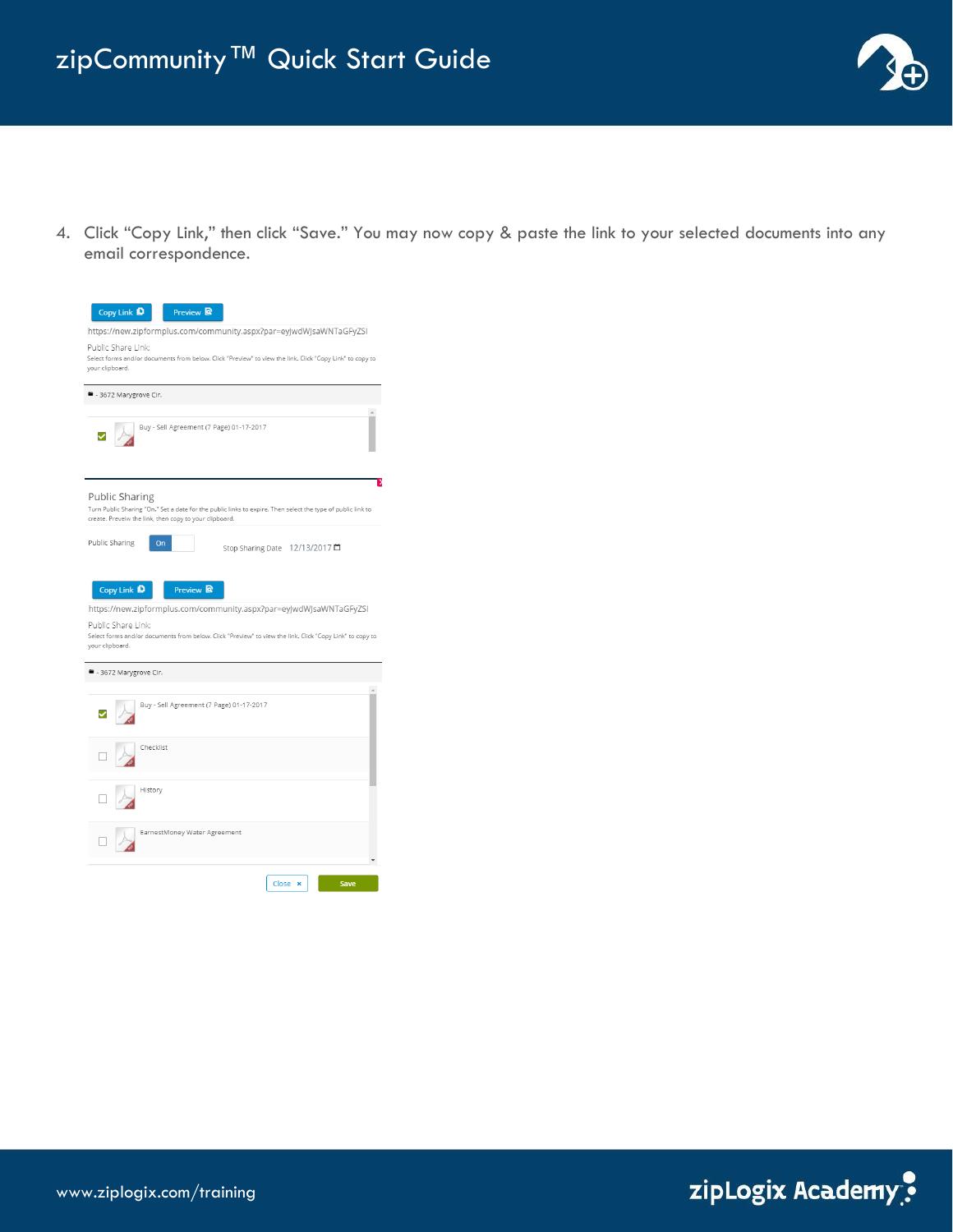4. Click “Copy Link,” then click “Save.” You may now copy & paste the link to your selected documents into any email correspondence.

Copy Link Preview

https://new.zipformplus.com/community.aspx?par=eyJwdWJsaWNTaGFyZSI

Public Share Link:

Select forms and/or documents from below. Click "Preview" to view the link. Click "Copy Link" to copy to your clipboard.

- 3672 Marygrove Cir.

Buy - Sell Agreement (7 Page) 01-17-2017

Public Sharing

Turn Public Sharing "On." Set a date for the public links to expire. Then select the type of public link to create. Preview the link, then copy to your clipboard.

Public Sharing On Stop Sharing Date 12/13/2017

Copy Link Preview

https://new.zipformplus.com/community.aspx?par=eyJwdWJsaWNTaGFyZSI

Public Share Link:

Select forms and/or documents from below. Click "Preview" to view the link. Click "Copy Link" to copy to your clipboard.

- 3672 Marygrove Cir.

Buy - Sell Agreement (7 Page) 01-17-2017

Checklist

History

EarnestMoney Water Agreement

Close Save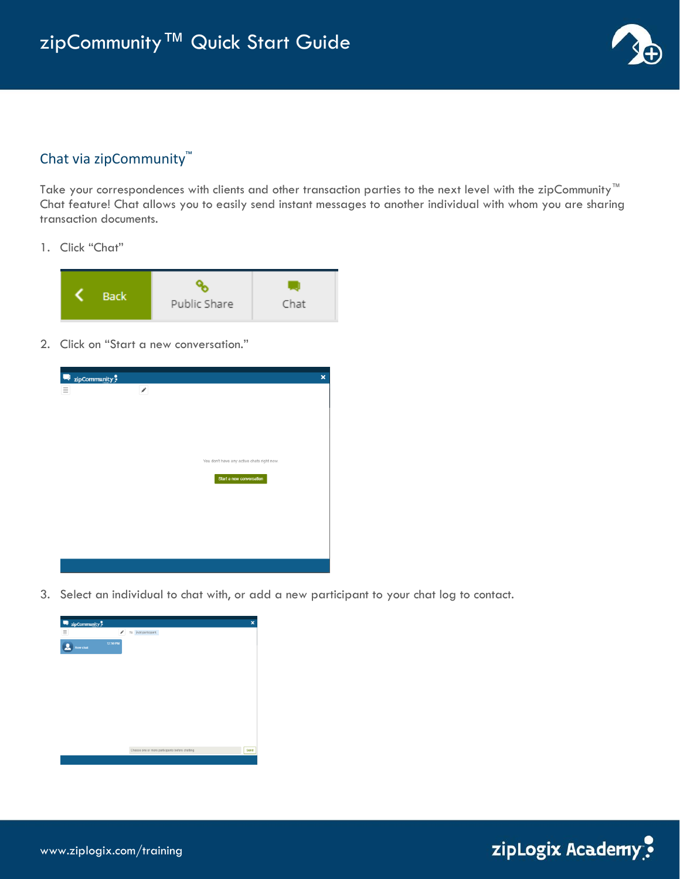## Chat via zipCommunity™

Take your correspondences with clients and other transaction parties to the next level with the zipCommunity™ Chat feature! Chat allows you to easily send instant messages to another individual with whom you are sharing transaction documents.

1. Click "Chat"
2. Click on "Start a new conversation."
3. Select an individual to chat with, or add a new participant to your chat log to contact.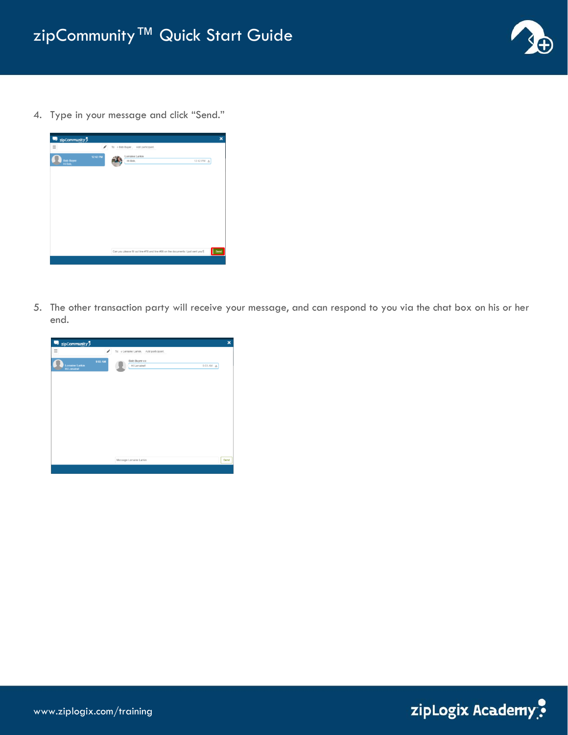4. Type in your message and click "Send."

5. The other transaction party will receive your message, and can respond to you via the chat box on his or her end.